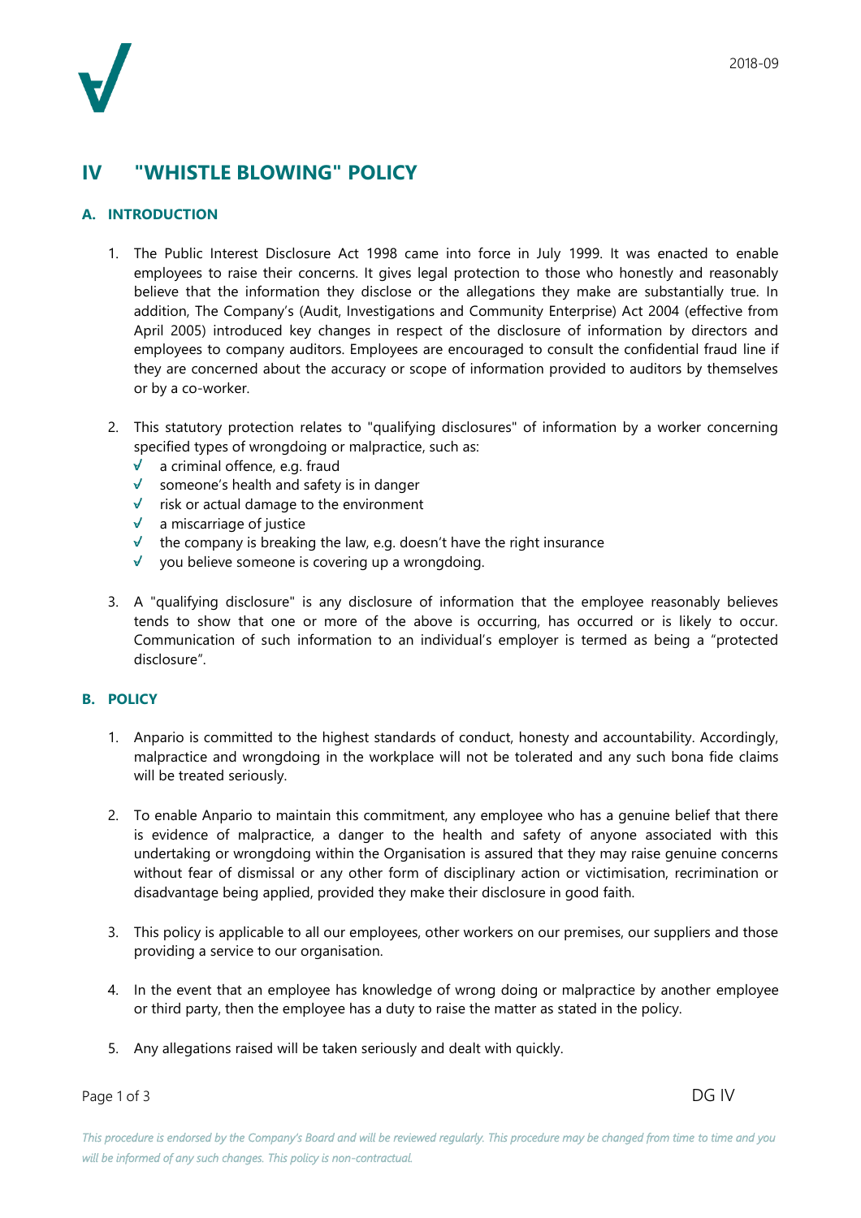# IV "WHISTLE BLOWING" POLICY

## A. INTRODUCTION

1. The Public Interest Disclosure Act 1998 came into force in July 1999. It was enacted to enable employees to raise their concerns. It gives legal protection to those who honestly and reasonably believe that the information they disclose or the allegations they make are substantially true. In addition, The Company's (Audit, Investigations and Community Enterprise) Act 2004 (effective from April 2005) introduced key changes in respect of the disclosure of information by directors and employees to company auditors. Employees are encouraged to consult the confidential fraud line if they are concerned about the accuracy or scope of information provided to auditors by themselves or by a co-worker.

2. This statutory protection relates to "qualifying disclosures" of information by a worker concerning specified types of wrongdoing or malpractice, such as:
   - a criminal offence, e.g. fraud
   - someone's health and safety is in danger
   - risk or actual damage to the environment
   - a miscarriage of justice
   - the company is breaking the law, e.g. doesn't have the right insurance
   - you believe someone is covering up a wrongdoing.

3. A "qualifying disclosure" is any disclosure of information that the employee reasonably believes tends to show that one or more of the above is occurring, has occurred or is likely to occur. Communication of such information to an individual's employer is termed as being a "protected disclosure".

## B. POLICY

1. Anpario is committed to the highest standards of conduct, honesty and accountability. Accordingly, malpractice and wrongdoing in the workplace will not be tolerated and any such bona fide claims will be treated seriously.

2. To enable Anpario to maintain this commitment, any employee who has a genuine belief that there is evidence of malpractice, a danger to the health and safety of anyone associated with this undertaking or wrongdoing within the Organisation is assured that they may raise genuine concerns without fear of dismissal or any other form of disciplinary action or victimisation, recrimination or disadvantage being applied, provided they make their disclosure in good faith.

3. This policy is applicable to all our employees, other workers on our premises, our suppliers and those providing a service to our organisation.

4. In the event that an employee has knowledge of wrong doing or malpractice by another employee or third party, then the employee has a duty to raise the matter as stated in the policy.

5. Any allegations raised will be taken seriously and dealt with quickly.

*This procedure is endorsed by the Company's Board and will be reviewed regularly. This procedure may be changed from time to time and you will be informed of any such changes. This policy is non-contractual.*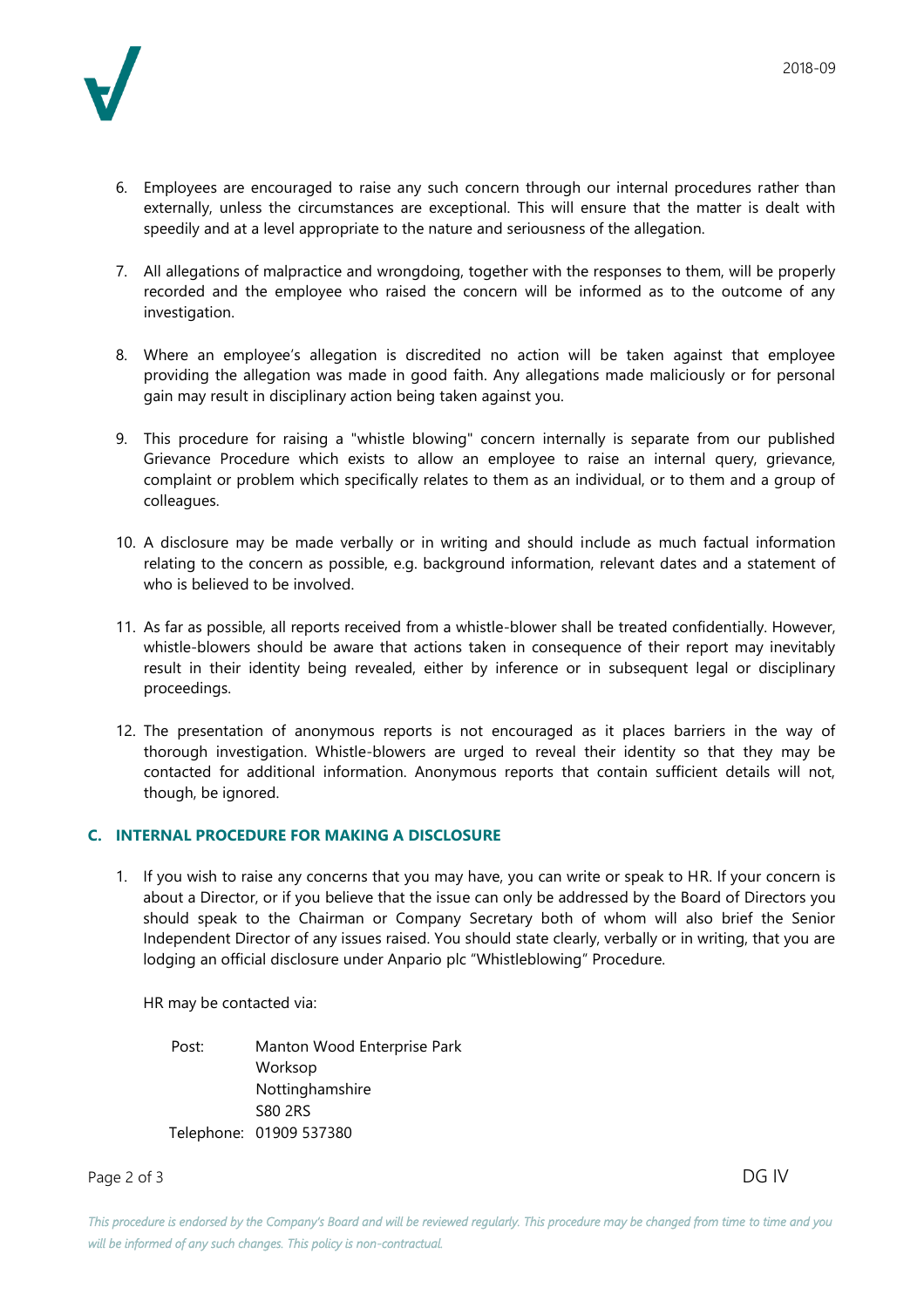6. Employees are encouraged to raise any such concern through our internal procedures rather than externally, unless the circumstances are exceptional. This will ensure that the matter is dealt with speedily and at a level appropriate to the nature and seriousness of the allegation.

7. All allegations of malpractice and wrongdoing, together with the responses to them, will be properly recorded and the employee who raised the concern will be informed as to the outcome of any investigation.

8. Where an employee's allegation is discredited no action will be taken against that employee providing the allegation was made in good faith. Any allegations made maliciously or for personal gain may result in disciplinary action being taken against you.

9. This procedure for raising a "whistle blowing" concern internally is separate from our published Grievance Procedure which exists to allow an employee to raise an internal query, grievance, complaint or problem which specifically relates to them as an individual, or to them and a group of colleagues.

10. A disclosure may be made verbally or in writing and should include as much factual information relating to the concern as possible, e.g. background information, relevant dates and a statement of who is believed to be involved.

11. As far as possible, all reports received from a whistle-blower shall be treated confidentially. However, whistle-blowers should be aware that actions taken in consequence of their report may inevitably result in their identity being revealed, either by inference or in subsequent legal or disciplinary proceedings.

12. The presentation of anonymous reports is not encouraged as it places barriers in the way of thorough investigation. Whistle-blowers are urged to reveal their identity so that they may be contacted for additional information. Anonymous reports that contain sufficient details will not, though, be ignored.

## C. INTERNAL PROCEDURE FOR MAKING A DISCLOSURE

1. If you wish to raise any concerns that you may have, you can write or speak to HR. If your concern is about a Director, or if you believe that the issue can only be addressed by the Board of Directors you should speak to the Chairman or Company Secretary both of whom will also brief the Senior Independent Director of any issues raised. You should state clearly, verbally or in writing, that you are lodging an official disclosure under Anpario plc "Whistleblowing" Procedure.

   HR may be contacted via:

   Post: Manton Wood Enterprise Park
   Worksop
   Nottinghamshire
   S80 2RS
   Telephone: 01909 537380

*This procedure is endorsed by the Company's Board and will be reviewed regularly. This procedure may be changed from time to time and you will be informed of any such changes. This policy is non-contractual.*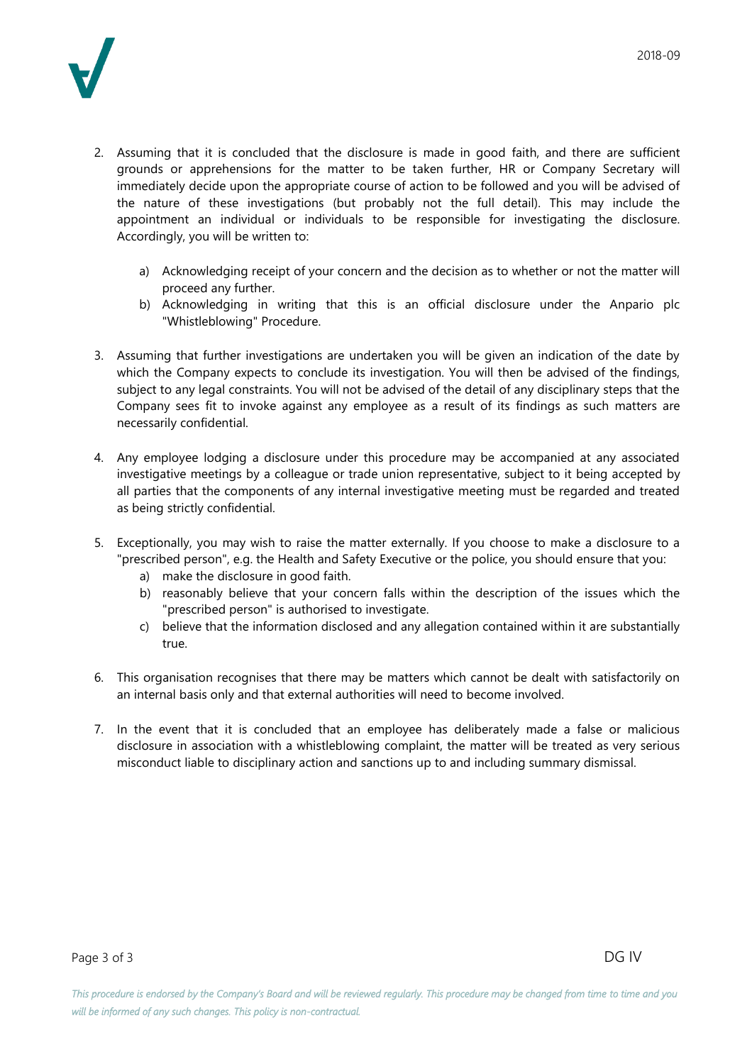2. Assuming that it is concluded that the disclosure is made in good faith, and there are sufficient grounds or apprehensions for the matter to be taken further, HR or Company Secretary will immediately decide upon the appropriate course of action to be followed and you will be advised of the nature of these investigations (but probably not the full detail). This may include the appointment an individual or individuals to be responsible for investigating the disclosure. Accordingly, you will be written to:

   a) Acknowledging receipt of your concern and the decision as to whether or not the matter will proceed any further.
   b) Acknowledging in writing that this is an official disclosure under the Anpario plc "Whistleblowing" Procedure.

3. Assuming that further investigations are undertaken you will be given an indication of the date by which the Company expects to conclude its investigation. You will then be advised of the findings, subject to any legal constraints. You will not be advised of the detail of any disciplinary steps that the Company sees fit to invoke against any employee as a result of its findings as such matters are necessarily confidential.

4. Any employee lodging a disclosure under this procedure may be accompanied at any associated investigative meetings by a colleague or trade union representative, subject to it being accepted by all parties that the components of any internal investigative meeting must be regarded and treated as being strictly confidential.

5. Exceptionally, you may wish to raise the matter externally. If you choose to make a disclosure to a "prescribed person", e.g. the Health and Safety Executive or the police, you should ensure that you:
   a) make the disclosure in good faith.
   b) reasonably believe that your concern falls within the description of the issues which the "prescribed person" is authorised to investigate.
   c) believe that the information disclosed and any allegation contained within it are substantially true.

6. This organisation recognises that there may be matters which cannot be dealt with satisfactorily on an internal basis only and that external authorities will need to become involved.

7. In the event that it is concluded that an employee has deliberately made a false or malicious disclosure in association with a whistleblowing complaint, the matter will be treated as very serious misconduct liable to disciplinary action and sanctions up to and including summary dismissal.